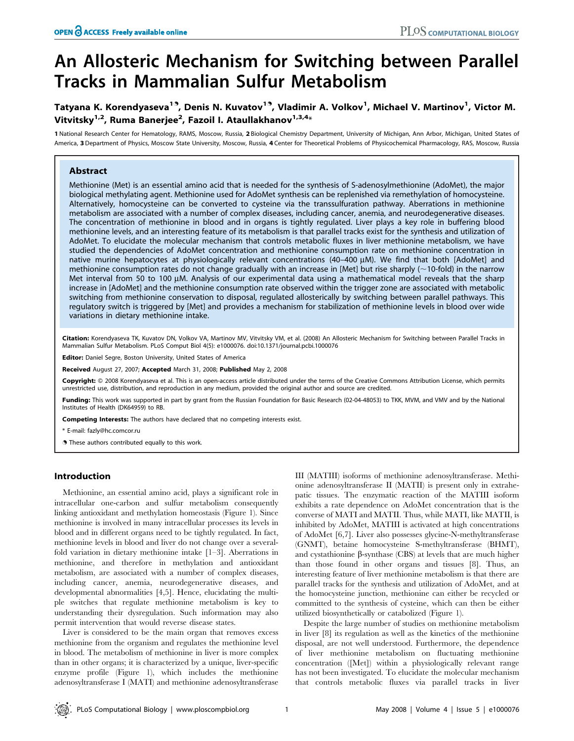# An Allosteric Mechanism for Switching between Parallel Tracks in Mammalian Sulfur Metabolism

**Tatyana K. Korendyaseva[1]⁹, Denis N. Kuvatov[1]⁹, Vladimir A. Volkov[1], Michael V. Martinov[1], Victor M. Vitvitsky[1,2], Ruma Banerjee[2], Fazoil I. Ataullakhanov[1,3,4]***

**1** National Research Center for Hematology, RAMS, Moscow, Russia, **2** Biological Chemistry Department, University of Michigan, Ann Arbor, Michigan, United States of America, **3** Department of Physics, Moscow State University, Moscow, Russia, **4** Center for Theoretical Problems of Physicochemical Pharmacology, RAS, Moscow, Russia

## Abstract

Methionine (Met) is an essential amino acid that is needed for the synthesis of S-adenosylmethionine (AdoMet), the major biological methylating agent. Methionine used for AdoMet synthesis can be replenished via remethylation of homocysteine. Alternatively, homocysteine can be converted to cysteine via the transsulfuration pathway. Aberrations in methionine metabolism are associated with a number of complex diseases, including cancer, anemia, and neurodegenerative diseases. The concentration of methionine in blood and in organs is tightly regulated. Liver plays a key role in buffering blood methionine levels, and an interesting feature of its metabolism is that parallel tracks exist for the synthesis and utilization of AdoMet. To elucidate the molecular mechanism that controls metabolic fluxes in liver methionine metabolism, we have studied the dependencies of AdoMet concentration and methionine consumption rate on methionine concentration in native murine hepatocytes at physiologically relevant concentrations (40–400 µM). We find that both [AdoMet] and methionine consumption rates do not change gradually with an increase in [Met] but rise sharply (~10-fold) in the narrow Met interval from 50 to 100 µM. Analysis of our experimental data using a mathematical model reveals that the sharp increase in [AdoMet] and the methionine consumption rate observed within the trigger zone are associated with metabolic switching from methionine conservation to disposal, regulated allosterically by switching between parallel pathways. This regulatory switch is triggered by [Met] and provides a mechanism for stabilization of methionine levels in blood over wide variations in dietary methionine intake.

**Citation:** Korendyaseva TK, Kuvatov DN, Volkov VA, Martinov MV, Vitvitsky VM, et al. (2008) An Allosteric Mechanism for Switching between Parallel Tracks in Mammalian Sulfur Metabolism. PLoS Comput Biol 4(5): e1000076. doi:10.1371/journal.pcbi.1000076

**Editor:** Daniel Segre, Boston University, United States of America

**Received** August 27, 2007; **Accepted** March 31, 2008; **Published** May 2, 2008

**Copyright:** © 2008 Korendyaseva et al. This is an open-access article distributed under the terms of the Creative Commons Attribution License, which permits unrestricted use, distribution, and reproduction in any medium, provided the original author and source are credited.

**Funding:** This work was supported in part by grant from the Russian Foundation for Basic Research (02-04-48053) to TKK, MVM, and VMV and by the National Institutes of Health (DK64959) to RB.

**Competing Interests:** The authors have declared that no competing interests exist.

\* E-mail: fazly@hc.comcor.ru

⁹ These authors contributed equally to this work.

## Introduction

Methionine, an essential amino acid, plays a significant role in intracellular one-carbon and sulfur metabolism consequently linking antioxidant and methylation homeostasis (Figure 1). Since methionine is involved in many intracellular processes its levels in blood and in different organs need to be tightly regulated. In fact, methionine levels in blood and liver do not change over a several-fold variation in dietary methionine intake [1–3]. Aberrations in methionine, and therefore in methylation and antioxidant metabolism, are associated with a number of complex diseases, including cancer, anemia, neurodegenerative diseases, and developmental abnormalities [4,5]. Hence, elucidating the multiple switches that regulate methionine metabolism is key to understanding their dysregulation. Such information may also permit intervention that would reverse disease states.

Liver is considered to be the main organ that removes excess methionine from the organism and regulates the methionine level in blood. The metabolism of methionine in liver is more complex than in other organs; it is characterized by a unique, liver-specific enzyme profile (Figure 1), which includes the methionine adenosyltransferase I (MATI) and methionine adenosyltransferase III (MATIII) isoforms of methionine adenosyltransferase. Methionine adenosyltransferase II (MATII) is present only in extrahepatic tissues. The enzymatic reaction of the MATIII isoform exhibits a rate dependence on AdoMet concentration that is the converse of MATI and MATII. Thus, while MATI, like MATII, is inhibited by AdoMet, MATIII is activated at high concentrations of AdoMet [6,7]. Liver also possesses glycine-N-methyltransferase (GNMT), betaine homocysteine S-methyltransferase (BHMT), and cystathionine β-synthase (CBS) at levels that are much higher than those found in other organs and tissues [8]. Thus, an interesting feature of liver methionine metabolism is that there are parallel tracks for the synthesis and utilization of AdoMet, and at the homocysteine junction, methionine can either be recycled or committed to the synthesis of cysteine, which can then be either utilized biosynthetically or catabolized (Figure 1).

Despite the large number of studies on methionine metabolism in liver [8] its regulation as well as the kinetics of the methionine disposal, are not well understood. Furthermore, the dependence of liver methionine metabolism on fluctuating methionine concentration ([Met]) within a physiologically relevant range has not been investigated. To elucidate the molecular mechanism that controls metabolic fluxes via parallel tracks in liver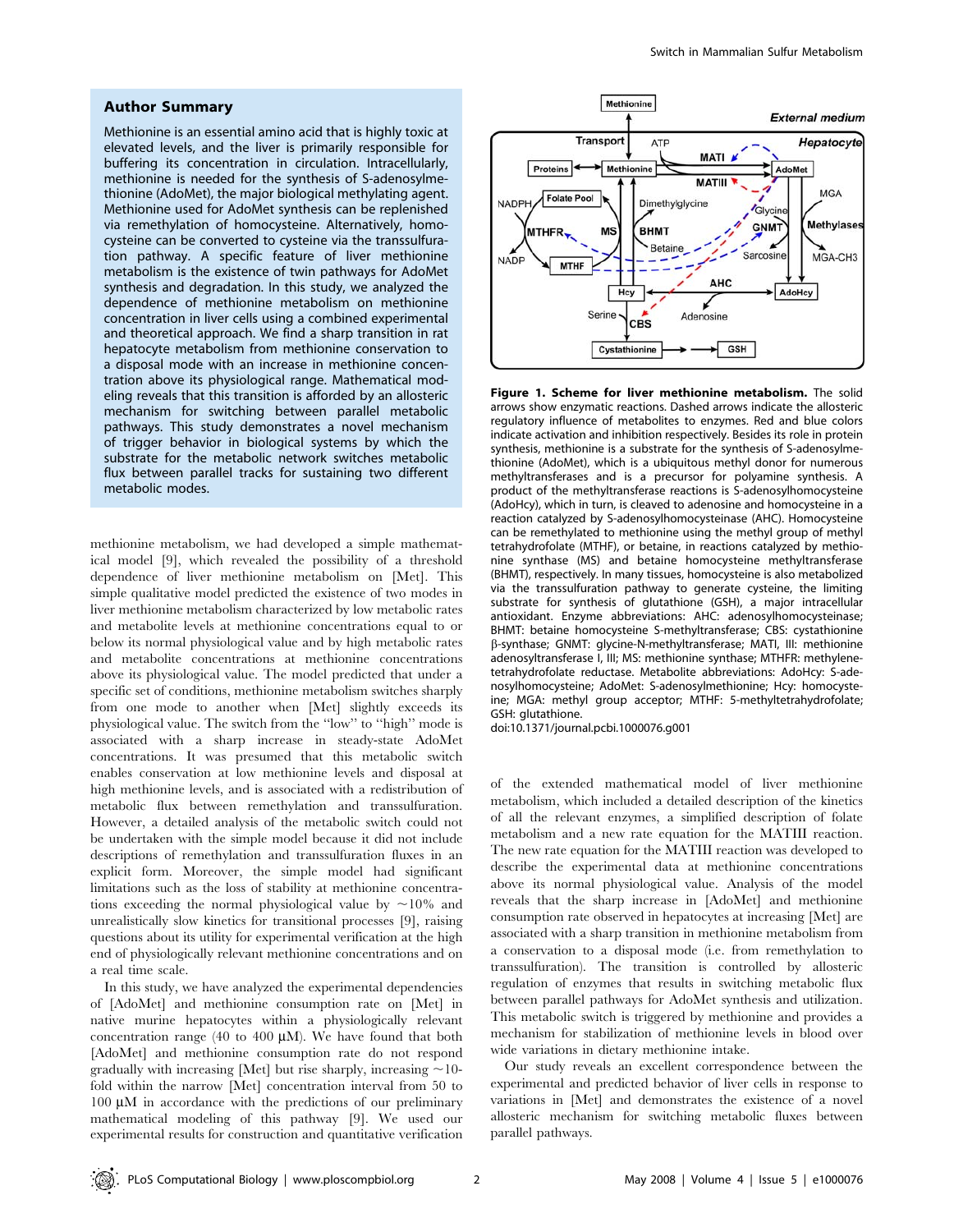## Author Summary

Methionine is an essential amino acid that is highly toxic at elevated levels, and the liver is primarily responsible for buffering its concentration in circulation. Intracellularly, methionine is needed for the synthesis of S-adenosylmethionine (AdoMet), the major biological methylating agent. Methionine used for AdoMet synthesis can be replenished via remethylation of homocysteine. Alternatively, homocysteine can be converted to cysteine via the transsulfuration pathway. A specific feature of liver methionine metabolism is the existence of twin pathways for AdoMet synthesis and degradation. In this study, we analyzed the dependence of methionine metabolism on methionine concentration in liver cells using a combined experimental and theoretical approach. We find a sharp transition in rat hepatocyte metabolism from methionine conservation to a disposal mode with an increase in methionine concentration above its physiological range. Mathematical modeling reveals that this transition is afforded by an allosteric mechanism for switching between parallel metabolic pathways. This study demonstrates a novel mechanism of trigger behavior in biological systems by which the substrate for the metabolic network switches metabolic flux between parallel tracks for sustaining two different metabolic modes.

methionine metabolism, we had developed a simple mathematical model [9], which revealed the possibility of a threshold dependence of liver methionine metabolism on [Met]. This simple qualitative model predicted the existence of two modes in liver methionine metabolism characterized by low metabolic rates and metabolite levels at methionine concentrations equal to or below its normal physiological value and by high metabolic rates and metabolite concentrations at methionine concentrations above its physiological value. The model predicted that under a specific set of conditions, methionine metabolism switches sharply from one mode to another when [Met] slightly exceeds its physiological value. The switch from the "low" to "high" mode is associated with a sharp increase in steady-state AdoMet concentrations. It was presumed that this metabolic switch enables conservation at low methionine levels and disposal at high methionine levels, and is associated with a redistribution of metabolic flux between remethylation and transsulfuration. However, a detailed analysis of the metabolic switch could not be undertaken with the simple model because it did not include descriptions of remethylation and transsulfuration fluxes in an explicit form. Moreover, the simple model had significant limitations such as the loss of stability at methionine concentrations exceeding the normal physiological value by ~10% and unrealistically slow kinetics for transitional processes [9], raising questions about its utility for experimental verification at the high end of physiologically relevant methionine concentrations and on a real time scale.

In this study, we have analyzed the experimental dependencies of [AdoMet] and methionine consumption rate on [Met] in native murine hepatocytes within a physiologically relevant concentration range (40 to 400 µM). We have found that both [AdoMet] and methionine consumption rate do not respond gradually with increasing [Met] but rise sharply, increasing ~10-fold within the narrow [Met] concentration interval from 50 to 100 µM in accordance with the predictions of our preliminary mathematical modeling of this pathway [9]. We used our experimental results for construction and quantitative verification

Methionine
External medium
Transport
ATP
Hepatocyte
MATI
Proteins
Methionine
AdoMet
MATIII
MGA
NADPH
Folate Pool
Dimethylglycine
Glycine
GNMT
Methylases
MTHFR
MS
BHMT
Betaine
Sarcosine
MGA-CH3
NADP
MTHF
AHC
Hcy
AdoHcy
Serine
CBS
Adenosine
Cystathionine
GSH

**Figure 1. Scheme for liver methionine metabolism.** The solid arrows show enzymatic reactions. Dashed arrows indicate the allosteric regulatory influence of metabolites to enzymes. Red and blue colors indicate activation and inhibition respectively. Besides its role in protein synthesis, methionine is a substrate for the synthesis of S-adenosylmethionine (AdoMet), which is a ubiquitous methyl donor for numerous methyltransferases and is a precursor for polyamine synthesis. A product of the methyltransferase reactions is S-adenosylhomocysteine (AdoHcy), which in turn, is cleaved to adenosine and homocysteine in a reaction catalyzed by S-adenosylhomocysteinase (AHC). Homocysteine can be remethylated to methionine using the methyl group of methyl tetrahydrofolate (MTHF), or betaine, in reactions catalyzed by methionine synthase (MS) and betaine homocysteine methyltransferase (BHMT), respectively. In many tissues, homocysteine is also metabolized via the transsulfuration pathway to generate cysteine, the limiting substrate for synthesis of glutathione (GSH), a major intracellular antioxidant. Enzyme abbreviations: AHC: adenosylhomocysteinase; BHMT: betaine homocysteine S-methyltransferase; CBS: cystathionine β-synthase; GNMT: glycine-N-methyltransferase; MATI, III: methionine adenosyltransferase I, III; MS: methionine synthase; MTHFR: methylenetetrahydrofolate reductase. Metabolite abbreviations: AdoHcy: S-adenosylhomocysteine; AdoMet: S-adenosylmethionine; Hcy: homocysteine; MGA: methyl group acceptor; MTHF: 5-methyltetrahydrofolate; GSH: glutathione.
doi:10.1371/journal.pcbi.1000076.g001

of the extended mathematical model of liver methionine metabolism, which included a detailed description of the kinetics of all the relevant enzymes, a simplified description of folate metabolism and a new rate equation for the MATIII reaction. The new rate equation for the MATIII reaction was developed to describe the experimental data at methionine concentrations above its normal physiological value. Analysis of the model reveals that the sharp increase in [AdoMet] and methionine consumption rate observed in hepatocytes at increasing [Met] are associated with a sharp transition in methionine metabolism from a conservation to a disposal mode (i.e. from remethylation to transsulfuration). The transition is controlled by allosteric regulation of enzymes that results in switching metabolic flux between parallel pathways for AdoMet synthesis and utilization. This metabolic switch is triggered by methionine and provides a mechanism for stabilization of methionine levels in blood over wide variations in dietary methionine intake.

Our study reveals an excellent correspondence between the experimental and predicted behavior of liver cells in response to variations in [Met] and demonstrates the existence of a novel allosteric mechanism for switching metabolic fluxes between parallel pathways.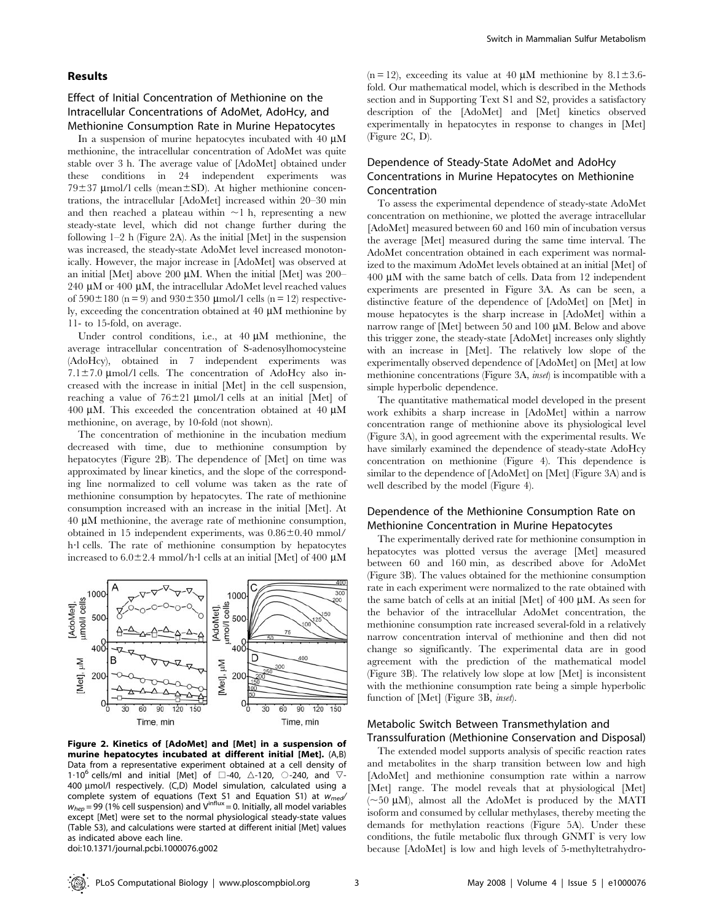## Results

### Effect of Initial Concentration of Methionine on the Intracellular Concentrations of AdoMet, AdoHcy, and Methionine Consumption Rate in Murine Hepatocytes

In a suspension of murine hepatocytes incubated with 40 μM methionine, the intracellular concentration of AdoMet was quite stable over 3 h. The average value of [AdoMet] obtained under these conditions in 24 independent experiments was 79±37 μmol/l cells (mean±SD). At higher methionine concentrations, the intracellular [AdoMet] increased within 20–30 min and then reached a plateau within ~1 h, representing a new steady-state level, which did not change further during the following 1–2 h (Figure 2A). As the initial [Met] in the suspension was increased, the steady-state AdoMet level increased monotonically. However, the major increase in [AdoMet] was observed at an initial [Met] above 200 μM. When the initial [Met] was 200–240 μM or 400 μM, the intracellular AdoMet level reached values of 590±180 (n = 9) and 930±350 μmol/l cells (n = 12) respectively, exceeding the concentration obtained at 40 μM methionine by 11- to 15-fold, on average.

Under control conditions, i.e., at 40 μM methionine, the average intracellular concentration of S-adenosylhomocysteine (AdoHcy), obtained in 7 independent experiments was 7.1±7.0 μmol/l cells. The concentration of AdoHcy also increased with the increase in initial [Met] in the cell suspension, reaching a value of 76±21 μmol/l cells at an initial [Met] of 400 μM. This exceeded the concentration obtained at 40 μM methionine, on average, by 10-fold (not shown).

The concentration of methionine in the incubation medium decreased with time, due to methionine consumption by hepatocytes (Figure 2B). The dependence of [Met] on time was approximated by linear kinetics, and the slope of the corresponding line normalized to cell volume was taken as the rate of methionine consumption by hepatocytes. The rate of methionine consumption increased with an increase in the initial [Met]. At 40 μM methionine, the average rate of methionine consumption, obtained in 15 independent experiments, was 0.86±0.40 mmol/h·l cells. The rate of methionine consumption by hepatocytes increased to 6.0±2.4 mmol/h·l cells at an initial [Met] of 400 μM (n = 12), exceeding its value at 40 μM methionine by 8.1±3.6-fold. Our mathematical model, which is described in the Methods section and in Supporting Text S1 and S2, provides a satisfactory description of the [AdoMet] and [Met] kinetics observed experimentally in hepatocytes in response to changes in [Met] (Figure 2C, D).

**Figure 2. Kinetics of [AdoMet] and [Met] in a suspension of murine hepatocytes incubated at different initial [Met].** (A,B) Data from a representative experiment obtained at a cell density of $1\cdot10^6$ cells/ml and initial [Met] of □-40, △-120, ○-240, and ▽-400 μmol/l respectively. (C,D) Model simulation, calculated using a complete system of equations (Text S1 and Equation S1) at $w_{med}/w_{hep} = 99$ (1% cell suspension) and $V^{influx} = 0$. Initially, all model variables except [Met] were set to the normal physiological steady-state values (Table S3), and calculations were started at different initial [Met] values as indicated above each line.
doi:10.1371/journal.pcbi.1000076.g002

### Dependence of Steady-State AdoMet and AdoHcy Concentrations in Murine Hepatocytes on Methionine Concentration

To assess the experimental dependence of steady-state AdoMet concentration on methionine, we plotted the average intracellular [AdoMet] measured between 60 and 160 min of incubation versus the average [Met] measured during the same time interval. The AdoMet concentration obtained in each experiment was normalized to the maximum AdoMet levels obtained at an initial [Met] of 400 μM with the same batch of cells. Data from 12 independent experiments are presented in Figure 3A. As can be seen, a distinctive feature of the dependence of [AdoMet] on [Met] in mouse hepatocytes is the sharp increase in [AdoMet] within a narrow range of [Met] between 50 and 100 μM. Below and above this trigger zone, the steady-state [AdoMet] increases only slightly with an increase in [Met]. The relatively low slope of the experimentally observed dependence of [AdoMet] on [Met] at low methionine concentrations (Figure 3A, *inset*) is incompatible with a simple hyperbolic dependence.

The quantitative mathematical model developed in the present work exhibits a sharp increase in [AdoMet] within a narrow concentration range of methionine above its physiological level (Figure 3A), in good agreement with the experimental results. We have similarly examined the dependence of steady-state AdoHcy concentration on methionine (Figure 4). This dependence is similar to the dependence of [AdoMet] on [Met] (Figure 3A) and is well described by the model (Figure 4).

### Dependence of the Methionine Consumption Rate on Methionine Concentration in Murine Hepatocytes

The experimentally derived rate for methionine consumption in hepatocytes was plotted versus the average [Met] measured between 60 and 160 min, as described above for AdoMet (Figure 3B). The values obtained for the methionine consumption rate in each experiment were normalized to the rate obtained with the same batch of cells at an initial [Met] of 400 μM. As seen for the behavior of the intracellular AdoMet concentration, the methionine consumption rate increased several-fold in a relatively narrow concentration interval of methionine and then did not change so significantly. The experimental data are in good agreement with the prediction of the mathematical model (Figure 3B). The relatively low slope at low [Met] is inconsistent with the methionine consumption rate being a simple hyperbolic function of [Met] (Figure 3B, *inset*).

### Metabolic Switch Between Transmethylation and Transsulfuration (Methionine Conservation and Disposal)

The extended model supports analysis of specific reaction rates and metabolites in the sharp transition between low and high [AdoMet] and methionine consumption rate within a narrow [Met] range. The model reveals that at physiological [Met] (~50 μM), almost all the AdoMet is produced by the MATI isoform and consumed by cellular methylases, thereby meeting the demands for methylation reactions (Figure 5A). Under these conditions, the futile metabolic flux through GNMT is very low because [AdoMet] is low and high levels of 5-methyltetrahydro-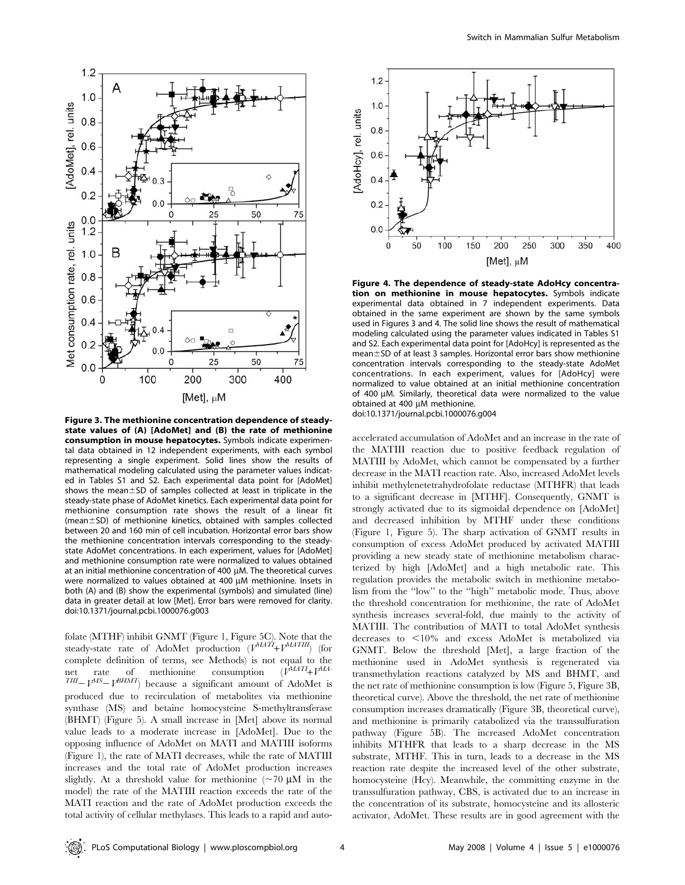**Figure 3. The methionine concentration dependence of steady-state values of (A) [AdoMet] and (B) the rate of methionine consumption in mouse hepatocytes.** Symbols indicate experimental data obtained in 12 independent experiments, with each symbol representing a single experiment. Solid lines show the results of mathematical modeling calculated using the parameter values indicated in Tables S1 and S2. Each experimental data point for [AdoMet] shows the mean±SD of samples collected at least in triplicate in the steady-state phase of AdoMet kinetics. Each experimental data point for methionine consumption rate shows the result of a linear fit (mean±SD) of methionine kinetics, obtained with samples collected between 20 and 160 min of cell incubation. Horizontal error bars show the methionine concentration intervals corresponding to the steady-state AdoMet concentrations. In each experiment, values for [AdoMet] and methionine consumption rate were normalized to values obtained at an initial methionine concentration of 400 μM. The theoretical curves were normalized to values obtained at 400 μM methionine. Insets in both (A) and (B) show the experimental (symbols) and simulated (line) data in greater detail at low [Met]. Error bars were removed for clarity.
doi:10.1371/journal.pcbi.1000076.g003

**Figure 4. The dependence of steady-state AdoHcy concentration on methionine in mouse hepatocytes.** Symbols indicate experimental data obtained in 7 independent experiments. Data obtained in the same experiment are shown by the same symbols used in Figures 3 and 4. The solid line shows the result of mathematical modeling calculated using the parameter values indicated in Tables S1 and S2. Each experimental data point for [AdoHcy] is represented as the mean±SD of at least 3 samples. Horizontal error bars show methionine concentration intervals corresponding to the steady-state AdoMet concentrations. In each experiment, values for [AdoHcy] were normalized to value obtained at an initial methionine concentration of 400 μM. Similarly, theoretical data were normalized to the value obtained at 400 μM methionine.
doi:10.1371/journal.pcbi.1000076.g004

folate (MTHF) inhibit GNMT (Figure 1, Figure 5C). Note that the steady-state rate of AdoMet production ($V^{MATI}+V^{MATIII}$) (for complete definition of terms, see Methods) is not equal to the net rate of methionine consumption ($V^{MATI}+V^{MATIII}-V^{MS}-V^{BHMT}$) because a significant amount of AdoMet is produced due to recirculation of metabolites via methionine synthase (MS) and betaine homocysteine S-methyltransferase (BHMT) (Figure 5). A small increase in [Met] above its normal value leads to a moderate increase in [AdoMet]. Due to the opposing influence of AdoMet on MATI and MATIII isoforms (Figure 1), the rate of MATI decreases, while the rate of MATIII increases and the total rate of AdoMet production increases slightly. At a threshold value for methionine (~70 μM in the model) the rate of the MATIII reaction exceeds the rate of the MATI reaction and the rate of AdoMet production exceeds the total activity of cellular methylases. This leads to a rapid and auto-accelerated accumulation of AdoMet and an increase in the rate of the MATIII reaction due to positive feedback regulation of MATIII by AdoMet, which cannot be compensated by a further decrease in the MATI reaction rate. Also, increased AdoMet levels inhibit methylenetetrahydrofolate reductase (MTHFR) that leads to a significant decrease in [MTHF]. Consequently, GNMT is strongly activated due to its sigmoidal dependence on [AdoMet] and decreased inhibition by MTHF under these conditions (Figure 1, Figure 5). The sharp activation of GNMT results in consumption of excess AdoMet produced by activated MATIII providing a new steady state of methionine metabolism characterized by high [AdoMet] and a high metabolic rate. This regulation provides the metabolic switch in methionine metabolism from the "low" to the "high" metabolic mode. Thus, above the threshold concentration for methionine, the rate of AdoMet synthesis increases several-fold, due mainly to the activity of MATIII. The contribution of MATI to total AdoMet synthesis decreases to <10% and excess AdoMet is metabolized via GNMT. Below the threshold [Met], a large fraction of the methionine used in AdoMet synthesis is regenerated via transmethylation reactions catalyzed by MS and BHMT, and the net rate of methionine consumption is low (Figure 5, Figure 3B, theoretical curve). Above the threshold, the net rate of methionine consumption increases dramatically (Figure 3B, theoretical curve), and methionine is primarily catabolized via the transsulfuration pathway (Figure 5B). The increased AdoMet concentration inhibits MTHFR that leads to a sharp decrease in the MS substrate, MTHF. This in turn, leads to a decrease in the MS reaction rate despite the increased level of the other substrate, homocysteine (Hcy). Meanwhile, the committing enzyme in the transsulfuration pathway, CBS, is activated due to an increase in the concentration of its substrate, homocysteine and its allosteric activator, AdoMet. These results are in good agreement with the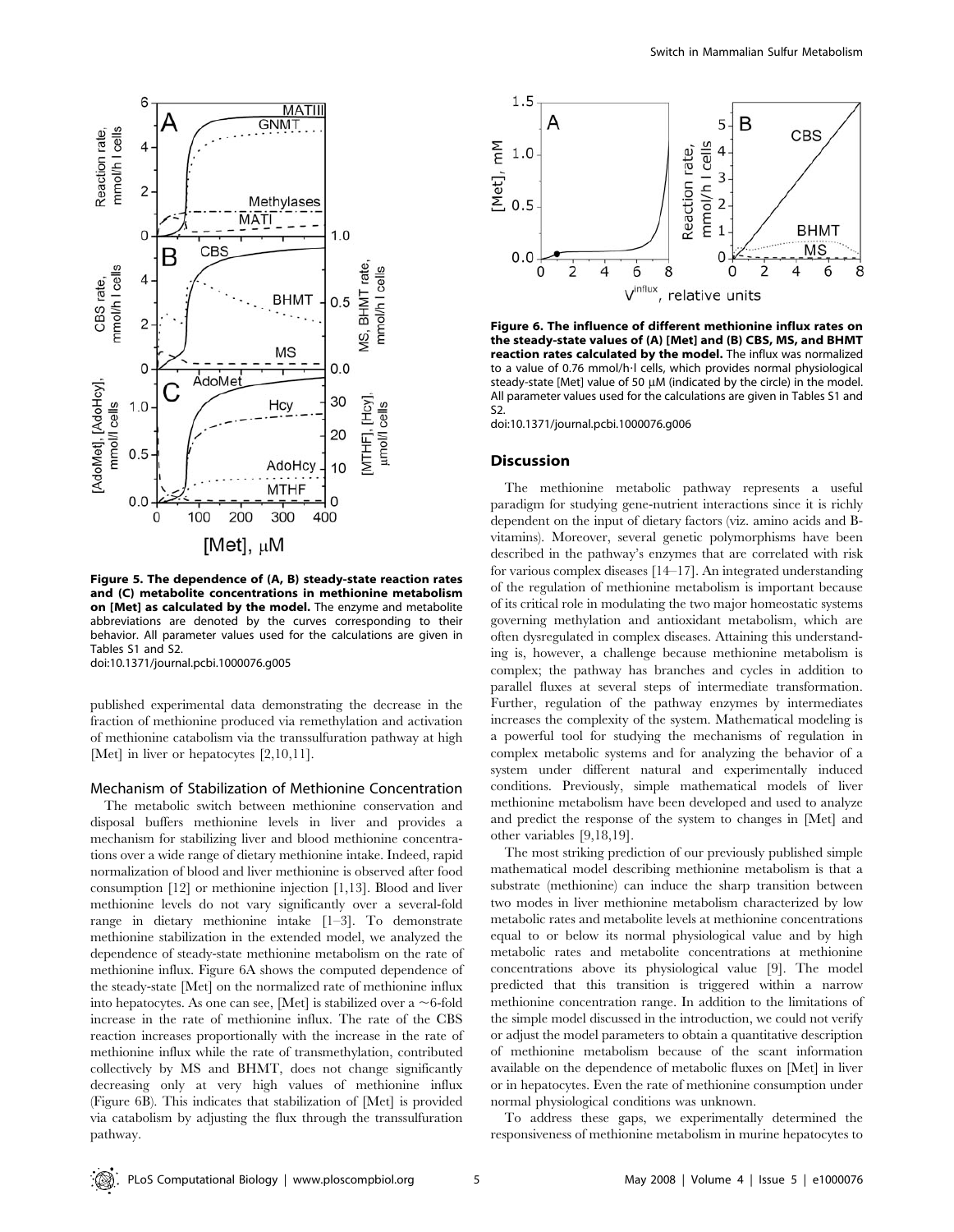Figure 5. The dependence of (A, B) steady-state reaction rates and (C) metabolite concentrations in methionine metabolism on [Met] as calculated by the model. The enzyme and metabolite abbreviations are denoted by the curves corresponding to their behavior. All parameter values used for the calculations are given in Tables S1 and S2.
doi:10.1371/journal.pcbi.1000076.g005

published experimental data demonstrating the decrease in the fraction of methionine produced via remethylation and activation of methionine catabolism via the transsulfuration pathway at high [Met] in liver or hepatocytes [2,10,11].

### Mechanism of Stabilization of Methionine Concentration

The metabolic switch between methionine conservation and disposal buffers methionine levels in liver and provides a mechanism for stabilizing liver and blood methionine concentrations over a wide range of dietary methionine intake. Indeed, rapid normalization of blood and liver methionine is observed after food consumption [12] or methionine injection [1,13]. Blood and liver methionine levels do not vary significantly over a several-fold range in dietary methionine intake [1–3]. To demonstrate methionine stabilization in the extended model, we analyzed the dependence of steady-state methionine metabolism on the rate of methionine influx. Figure 6A shows the computed dependence of the steady-state [Met] on the normalized rate of methionine influx into hepatocytes. As one can see, [Met] is stabilized over a ~6-fold increase in the rate of methionine influx. The rate of the CBS reaction increases proportionally with the increase in the rate of methionine influx while the rate of transmethylation, contributed collectively by MS and BHMT, does not change significantly decreasing only at very high values of methionine influx (Figure 6B). This indicates that stabilization of [Met] is provided via catabolism by adjusting the flux through the transsulfuration pathway.

Figure 6. The influence of different methionine influx rates on the steady-state values of (A) [Met] and (B) CBS, MS, and BHMT reaction rates calculated by the model. The influx was normalized to a value of 0.76 mmol/h·l cells, which provides normal physiological steady-state [Met] value of 50 µM (indicated by the circle) in the model. All parameter values used for the calculations are given in Tables S1 and S2.
doi:10.1371/journal.pcbi.1000076.g006

## Discussion

The methionine metabolic pathway represents a useful paradigm for studying gene-nutrient interactions since it is richly dependent on the input of dietary factors (viz. amino acids and B-vitamins). Moreover, several genetic polymorphisms have been described in the pathway's enzymes that are correlated with risk for various complex diseases [14–17]. An integrated understanding of the regulation of methionine metabolism is important because of its critical role in modulating the two major homeostatic systems governing methylation and antioxidant metabolism, which are often dysregulated in complex diseases. Attaining this understanding is, however, a challenge because methionine metabolism is complex; the pathway has branches and cycles in addition to parallel fluxes at several steps of intermediate transformation. Further, regulation of the pathway enzymes by intermediates increases the complexity of the system. Mathematical modeling is a powerful tool for studying the mechanisms of regulation in complex metabolic systems and for analyzing the behavior of a system under different natural and experimentally induced conditions. Previously, simple mathematical models of liver methionine metabolism have been developed and used to analyze and predict the response of the system to changes in [Met] and other variables [9,18,19].

The most striking prediction of our previously published simple mathematical model describing methionine metabolism is that a substrate (methionine) can induce the sharp transition between two modes in liver methionine metabolism characterized by low metabolic rates and metabolite levels at methionine concentrations equal to or below its normal physiological value and by high metabolic rates and metabolite concentrations at methionine concentrations above its physiological value [9]. The model predicted that this transition is triggered within a narrow methionine concentration range. In addition to the limitations of the simple model discussed in the introduction, we could not verify or adjust the model parameters to obtain a quantitative description of methionine metabolism because of the scant information available on the dependence of metabolic fluxes on [Met] in liver or in hepatocytes. Even the rate of methionine consumption under normal physiological conditions was unknown.

To address these gaps, we experimentally determined the responsiveness of methionine metabolism in murine hepatocytes to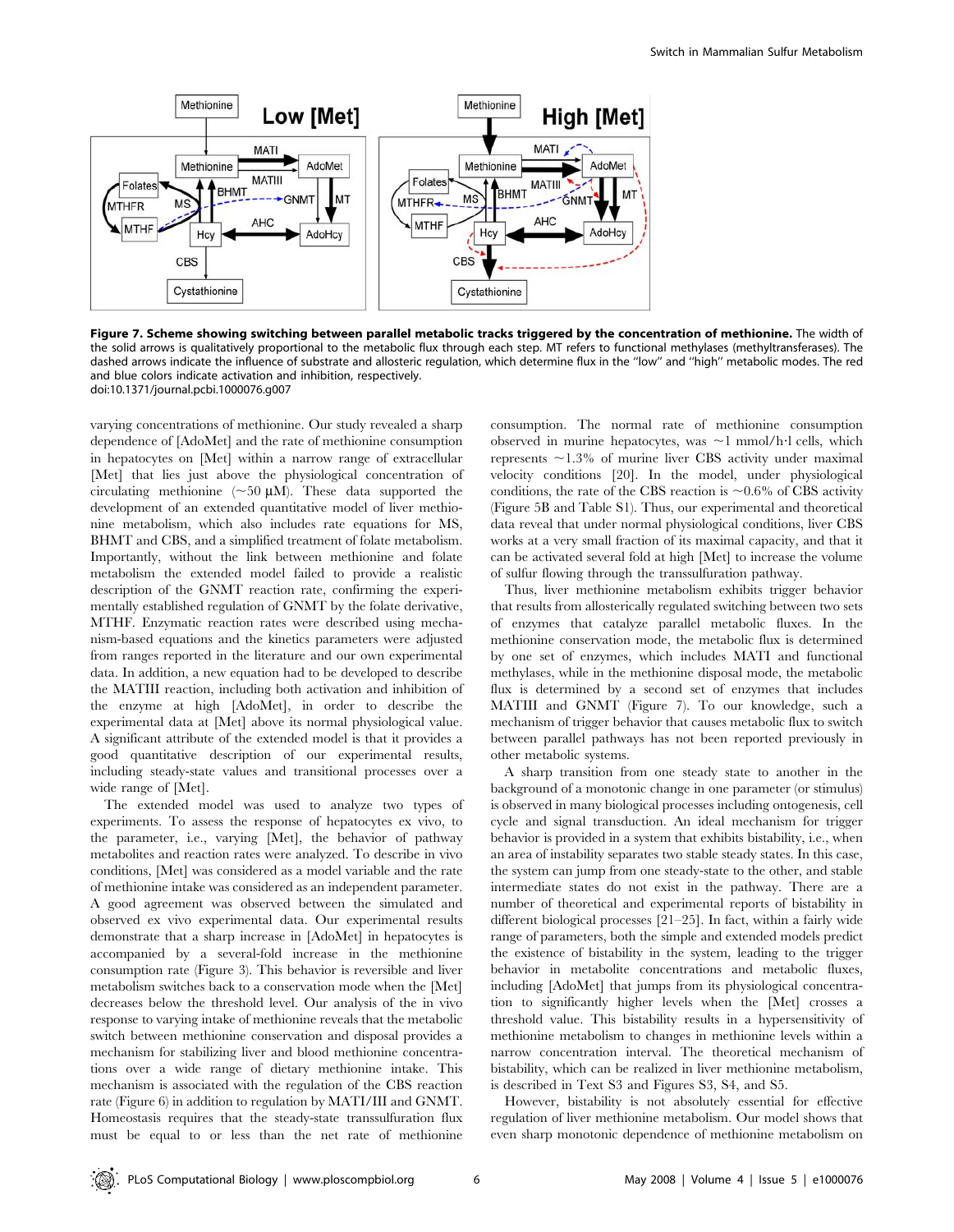**Figure 7. Scheme showing switching between parallel metabolic tracks triggered by the concentration of methionine.** The width of the solid arrows is qualitatively proportional to the metabolic flux through each step. MT refers to functional methylases (methyltransferases). The dashed arrows indicate the influence of substrate and allosteric regulation, which determine flux in the "low" and "high" metabolic modes. The red and blue colors indicate activation and inhibition, respectively.
doi:10.1371/journal.pcbi.1000076.g007

varying concentrations of methionine. Our study revealed a sharp dependence of [AdoMet] and the rate of methionine consumption in hepatocytes on [Met] within a narrow range of extracellular [Met] that lies just above the physiological concentration of circulating methionine (~50 μM). These data supported the development of an extended quantitative model of liver methionine metabolism, which also includes rate equations for MS, BHMT and CBS, and a simplified treatment of folate metabolism. Importantly, without the link between methionine and folate metabolism the extended model failed to provide a realistic description of the GNMT reaction rate, confirming the experimentally established regulation of GNMT by the folate derivative, MTHF. Enzymatic reaction rates were described using mechanism-based equations and the kinetics parameters were adjusted from ranges reported in the literature and our own experimental data. In addition, a new equation had to be developed to describe the MATIII reaction, including both activation and inhibition of the enzyme at high [AdoMet], in order to describe the experimental data at [Met] above its normal physiological value. A significant attribute of the extended model is that it provides a good quantitative description of our experimental results, including steady-state values and transitional processes over a wide range of [Met].

The extended model was used to analyze two types of experiments. To assess the response of hepatocytes ex vivo, to the parameter, i.e., varying [Met], the behavior of pathway metabolites and reaction rates were analyzed. To describe in vivo conditions, [Met] was considered as a model variable and the rate of methionine intake was considered as an independent parameter. A good agreement was observed between the simulated and observed ex vivo experimental data. Our experimental results demonstrate that a sharp increase in [AdoMet] in hepatocytes is accompanied by a several-fold increase in the methionine consumption rate (Figure 3). This behavior is reversible and liver metabolism switches back to a conservation mode when the [Met] decreases below the threshold level. Our analysis of the in vivo response to varying intake of methionine reveals that the metabolic switch between methionine conservation and disposal provides a mechanism for stabilizing liver and blood methionine concentrations over a wide range of dietary methionine intake. This mechanism is associated with the regulation of the CBS reaction rate (Figure 6) in addition to regulation by MATI/III and GNMT. Homeostasis requires that the steady-state transsulfuration flux must be equal to or less than the net rate of methionine consumption. The normal rate of methionine consumption observed in murine hepatocytes, was ~1 mmol/h·l cells, which represents ~1.3% of murine liver CBS activity under maximal velocity conditions [20]. In the model, under physiological conditions, the rate of the CBS reaction is ~0.6% of CBS activity (Figure 5B and Table S1). Thus, our experimental and theoretical data reveal that under normal physiological conditions, liver CBS works at a very small fraction of its maximal capacity, and that it can be activated several fold at high [Met] to increase the volume of sulfur flowing through the transsulfuration pathway.

Thus, liver methionine metabolism exhibits trigger behavior that results from allosterically regulated switching between two sets of enzymes that catalyze parallel metabolic fluxes. In the methionine conservation mode, the metabolic flux is determined by one set of enzymes, which includes MATI and functional methylases, while in the methionine disposal mode, the metabolic flux is determined by a second set of enzymes that includes MATIII and GNMT (Figure 7). To our knowledge, such a mechanism of trigger behavior that causes metabolic flux to switch between parallel pathways has not been reported previously in other metabolic systems.

A sharp transition from one steady state to another in the background of a monotonic change in one parameter (or stimulus) is observed in many biological processes including ontogenesis, cell cycle and signal transduction. An ideal mechanism for trigger behavior is provided in a system that exhibits bistability, i.e., when an area of instability separates two stable steady states. In this case, the system can jump from one steady-state to the other, and stable intermediate states do not exist in the pathway. There are a number of theoretical and experimental reports of bistability in different biological processes [21–25]. In fact, within a fairly wide range of parameters, both the simple and extended models predict the existence of bistability in the system, leading to the trigger behavior in metabolite concentrations and metabolic fluxes, including [AdoMet] that jumps from its physiological concentration to significantly higher levels when the [Met] crosses a threshold value. This bistability results in a hypersensitivity of methionine metabolism to changes in methionine levels within a narrow concentration interval. The theoretical mechanism of bistability, which can be realized in liver methionine metabolism, is described in Text S3 and Figures S3, S4, and S5.

However, bistability is not absolutely essential for effective regulation of liver methionine metabolism. Our model shows that even sharp monotonic dependence of methionine metabolism on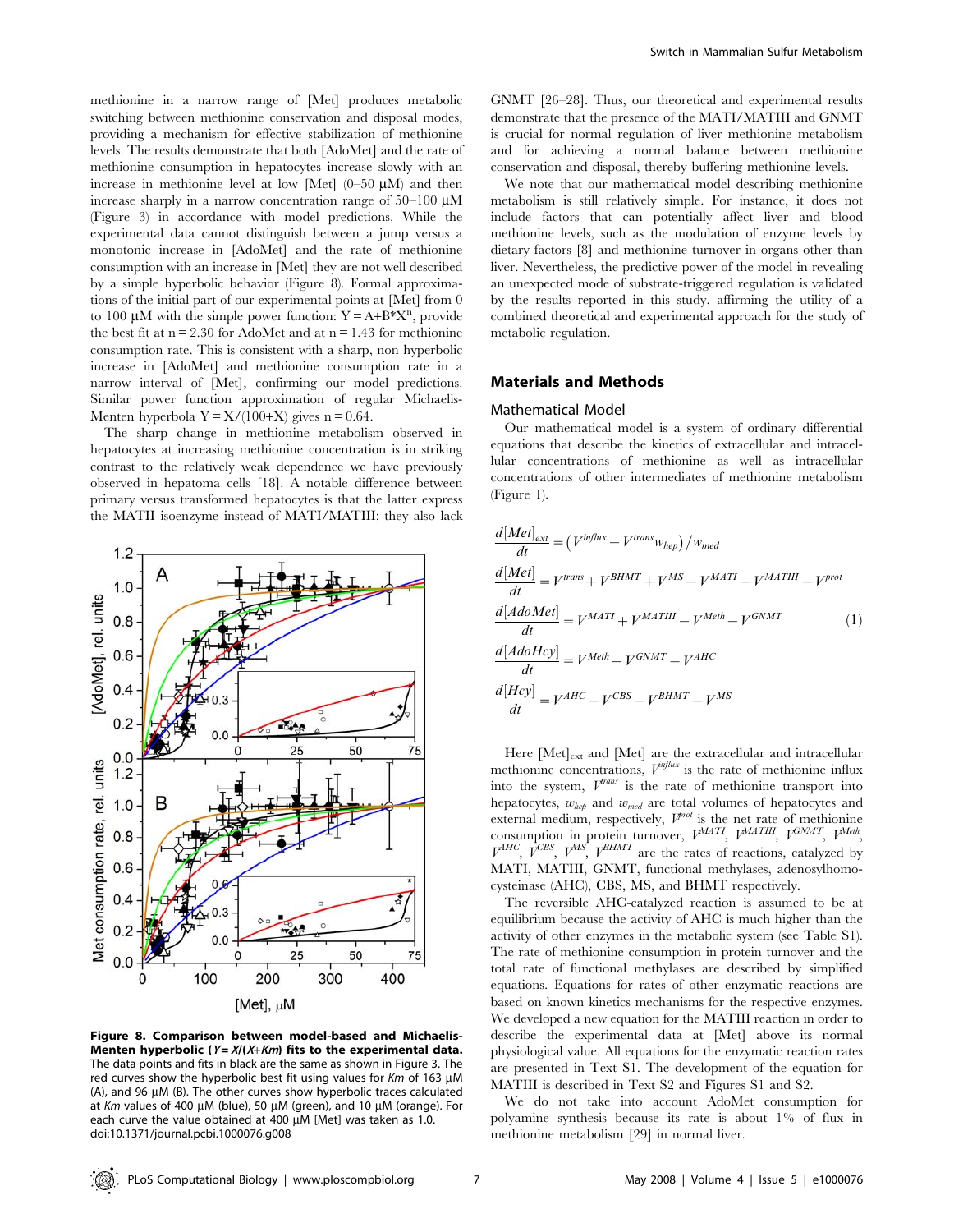methionine in a narrow range of [Met] produces metabolic switching between methionine conservation and disposal modes, providing a mechanism for effective stabilization of methionine levels. The results demonstrate that both [AdoMet] and the rate of methionine consumption in hepatocytes increase slowly with an increase in methionine level at low [Met] (0–50 μM) and then increase sharply in a narrow concentration range of 50–100 μM (Figure 3) in accordance with model predictions. While the experimental data cannot distinguish between a jump versus a monotonic increase in [AdoMet] and the rate of methionine consumption with an increase in [Met] they are not well described by a simple hyperbolic behavior (Figure 8). Formal approximations of the initial part of our experimental points at [Met] from 0 to 100 μM with the simple power function: $Y = A+B*X^n$, provide the best fit at n = 2.30 for AdoMet and at n = 1.43 for methionine consumption rate. This is consistent with a sharp, non hyperbolic increase in [AdoMet] and methionine consumption rate in a narrow interval of [Met], confirming our model predictions. Similar power function approximation of regular Michaelis-Menten hyperbola $Y = X/(100+X)$ gives n = 0.64.

The sharp change in methionine metabolism observed in hepatocytes at increasing methionine concentration is in striking contrast to the relatively weak dependence we have previously observed in hepatoma cells [18]. A notable difference between primary versus transformed hepatocytes is that the latter express the MATII isoenzyme instead of MATI/MATIII; they also lack GNMT [26–28]. Thus, our theoretical and experimental results demonstrate that the presence of the MATI/MATIII and GNMT is crucial for normal regulation of liver methionine metabolism and for achieving a normal balance between methionine conservation and disposal, thereby buffering methionine levels.

**Figure 8. Comparison between model-based and Michaelis-Menten hyperbolic ($Y = X/(X+Km)$) fits to the experimental data.** The data points and fits in black are the same as shown in Figure 3. The red curves show the hyperbolic best fit using values for $Km$ of 163 μM (A), and 96 μM (B). The other curves show hyperbolic traces calculated at $Km$ values of 400 μM (blue), 50 μM (green), and 10 μM (orange). For each curve the value obtained at 400 μM [Met] was taken as 1.0.
doi:10.1371/journal.pcbi.1000076.g008

We note that our mathematical model describing methionine metabolism is still relatively simple. For instance, it does not include factors that can potentially affect liver and blood methionine levels, such as the modulation of enzyme levels by dietary factors [8] and methionine turnover in organs other than liver. Nevertheless, the predictive power of the model in revealing an unexpected mode of substrate-triggered regulation is validated by the results reported in this study, affirming the utility of a combined theoretical and experimental approach for the study of metabolic regulation.

## Materials and Methods

### Mathematical Model

Our mathematical model is a system of ordinary differential equations that describe the kinetics of extracellular and intracellular concentrations of methionine as well as intracellular concentrations of other intermediates of methionine metabolism (Figure 1).

$$
\begin{aligned}
\frac{d[Met]_{ext}}{dt} &= \left(V^{influx} - V^{trans} w_{hep}\right) / w_{med} \\
\frac{d[Met]}{dt} &= V^{trans} + V^{BHMT} + V^{MS} - V^{MATI} - V^{MATIII} - V^{prot} \\
\frac{d[AdoMet]}{dt} &= V^{MATI} + V^{MATIII} - V^{Meth} - V^{GNMT} \\
\frac{d[AdoHcy]}{dt} &= V^{Meth} + V^{GNMT} - V^{AHC} \\
\frac{d[Hcy]}{dt} &= V^{AHC} - V^{CBS} - V^{BHMT} - V^{MS}
\end{aligned}
\qquad (1)
$$

Here $[Met]_{ext}$ and [Met] are the extracellular and intracellular methionine concentrations, $V^{influx}$ is the rate of methionine influx into the system, $V^{trans}$ is the rate of methionine transport into hepatocytes, $w_{hep}$ and $w_{med}$ are total volumes of hepatocytes and external medium, respectively, $V^{prot}$ is the net rate of methionine consumption in protein turnover, $V^{MATI}$, $V^{MATIII}$, $V^{GNMT}$, $V^{Meth}$, $V^{AHC}$, $V^{CBS}$, $V^{MS}$, $V^{BHMT}$ are the rates of reactions, catalyzed by MATI, MATIII, GNMT, functional methylases, adenosylhomocysteinase (AHC), CBS, MS, and BHMT respectively.

The reversible AHC-catalyzed reaction is assumed to be at equilibrium because the activity of AHC is much higher than the activity of other enzymes in the metabolic system (see Table S1). The rate of methionine consumption in protein turnover and the total rate of functional methylases are described by simplified equations. Equations for rates of other enzymatic reactions are based on known kinetics mechanisms for the respective enzymes. We developed a new equation for the MATIII reaction in order to describe the experimental data at [Met] above its normal physiological value. All equations for the enzymatic reaction rates are presented in Text S1. The development of the equation for MATIII is described in Text S2 and Figures S1 and S2.

We do not take into account AdoMet consumption for polyamine synthesis because its rate is about 1% of flux in methionine metabolism [29] in normal liver.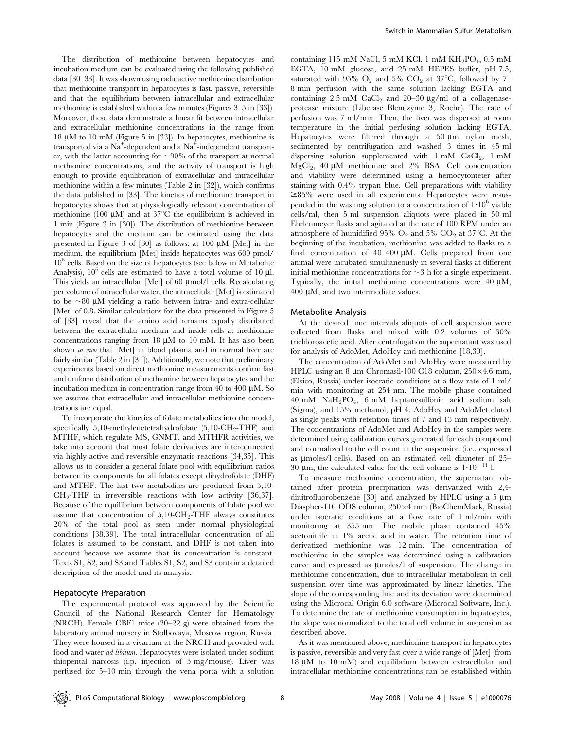The distribution of methionine between hepatocytes and incubation medium can be evaluated using the following published data [30–33]. It was shown using radioactive methionine distribution that methionine transport in hepatocytes is fast, passive, reversible and that the equilibrium between intracellular and extracellular methionine is established within a few minutes (Figures 3–5 in [33]). Moreover, these data demonstrate a linear fit between intracellular and extracellular methionine concentrations in the range from 18 μM to 10 mM (Figure 5 in [33]). In hepatocytes, methionine is transported via a $Na^+$-dependent and a $Na^+$-independent transporter, with the latter accounting for ~90% of the transport at normal methionine concentrations, and the activity of transport is high enough to provide equilibration of extracellular and intracellular methionine within a few minutes (Table 2 in [32]), which confirms the data published in [33]. The kinetics of methionine transport in hepatocytes shows that at physiologically relevant concentration of methionine (100 μM) and at 37°C the equilibrium is achieved in 1 min (Figure 3 in [30]). The distribution of methionine between hepatocytes and the medium can be estimated using the data presented in Figure 3 of [30] as follows: at 100 μM [Met] in the medium, the equilibrium [Met] inside hepatocytes was 600 pmol/$10^6$ cells. Based on the size of hepatocytes (see below in Metabolite Analysis), $10^6$ cells are estimated to have a total volume of 10 μl. This yields an intracellular [Met] of 60 μmol/l cells. Recalculating per volume of intracellular water, the intracellular [Met] is estimated to be ~80 μM yielding a ratio between intra- and extra-cellular [Met] of 0.8. Similar calculations for the data presented in Figure 5 of [33] reveal that the amino acid remains equally distributed between the extracellular medium and inside cells at methionine concentrations ranging from 18 μM to 10 mM. It has also been shown *in vivo* that [Met] in blood plasma and in normal liver are fairly similar (Table 2 in [31]). Additionally, we note that preliminary experiments based on direct methionine measurements confirm fast and uniform distribution of methionine between hepatocytes and the incubation medium in concentration range from 40 to 400 μM. So we assume that extracellular and intracellular methionine concentrations are equal.

To incorporate the kinetics of folate metabolites into the model, specifically 5,10-methylenetetrahydrofolate (5,10-$CH_2$-THF) and MTHF, which regulate MS, GNMT, and MTHFR activities, we take into account that most folate derivatives are interconnected via highly active and reversible enzymatic reactions [34,35]. This allows us to consider a general folate pool with equilibrium ratios between its components for all folates except dihydrofolate (DHF) and MTHF. The last two metabolites are produced from 5,10-$CH_2$-THF in irreversible reactions with low activity [36,37]. Because of the equilibrium between components of folate pool we assume that concentration of 5,10-$CH_2$-THF always constitutes 20% of the total pool as seen under normal physiological conditions [38,39]. The total intracellular concentration of all folates is assumed to be constant, and DHF is not taken into account because we assume that its concentration is constant. Texts S1, S2, and S3 and Tables S1, S2, and S3 contain a detailed description of the model and its analysis.

## Hepatocyte Preparation

The experimental protocol was approved by the Scientific Council of the National Research Center for Hematology (NRCH). Female CBF1 mice (20–22 g) were obtained from the laboratory animal nursery in Stolbovaya, Moscow region, Russia. They were housed in a vivarium at the NRCH and provided with food and water *ad libitum*. Hepatocytes were isolated under sodium thiopental narcosis (i.p. injection of 5 mg/mouse). Liver was perfused for 5–10 min through the vena porta with a solution containing 115 mM NaCl, 5 mM KCl, 1 mM $KH_2PO_4$, 0.5 mM EGTA, 10 mM glucose, and 25 mM HEPES buffer, pH 7.5, saturated with 95% $O_2$ and 5% $CO_2$ at 37°C, followed by 7–8 min perfusion with the same solution lacking EGTA and containing 2.5 mM $CaCl_2$ and 20–30 μg/ml of a collagenase-protease mixture (Liberase Blendzyme 3, Roche). The rate of perfusion was 7 ml/min. Then, the liver was dispersed at room temperature in the initial perfusing solution lacking EGTA. Hepatocytes were filtered through a 50 μm nylon mesh, sedimented by centrifugation and washed 3 times in 45 ml dispersing solution supplemented with 1 mM $CaCl_2$, 1 mM $MgCl_2$, 40 μM methionine and 2% BSA. Cell concentration and viability were determined using a hemocytometer after staining with 0.4% trypan blue. Cell preparations with viability ≥85% were used in all experiments. Hepatocytes were resuspended in the washing solution to a concentration of $1 \cdot 10^6$ viable cells/ml, then 5 ml suspension aliquots were placed in 50 ml Ehrlenmeyer flasks and agitated at the rate of 100 RPM under an atmosphere of humidified 95% $O_2$ and 5% $CO_2$ at 37°C. At the beginning of the incubation, methionine was added to flasks to a final concentration of 40–400 μM. Cells prepared from one animal were incubated simultaneously in several flasks at different initial methionine concentrations for ~3 h for a single experiment. Typically, the initial methionine concentrations were 40 μM, 400 μM, and two intermediate values.

## Metabolite Analysis

At the desired time intervals aliquots of cell suspension were collected from flasks and mixed with 0.2 volumes of 30% trichloroacetic acid. After centrifugation the supernatant was used for analysis of AdoMet, AdoHcy and methionine [18,30].

The concentration of AdoMet and AdoHcy were measured by HPLC using an 8 μm Chromasil-100 C18 column, 250×4.6 mm, (Elsico, Russia) under isocratic conditions at a flow rate of 1 ml/min with monitoring at 254 nm. The mobile phase contained 40 mM $NaH_2PO_4$, 6 mM heptanesulfonic acid sodium salt (Sigma), and 15% methanol, pH 4. AdoHcy and AdoMet eluted as single peaks with retention times of 7 and 13 min respectively. The concentrations of AdoMet and AdoHcy in the samples were determined using calibration curves generated for each compound and normalized to the cell count in the suspension (i.e., expressed as μmoles/l cells). Based on an estimated cell diameter of 25–30 μm, the calculated value for the cell volume is $1 \cdot 10^{-11}$ l.

To measure methionine concentration, the supernatant obtained after protein precipitation was derivatized with 2,4-dinitrofluorobenzene [30] and analyzed by HPLC using a 5 μm Diaspher-110 ODS column, 250×4 mm (BioChemMack, Russia) under isocratic conditions at a flow rate of 1 ml/min with monitoring at 355 nm. The mobile phase contained 45% acetonitrile in 1% acetic acid in water. The retention time of derivatized methionine was 12 min. The concentration of methionine in the samples was determined using a calibration curve and expressed as μmoles/l of suspension. The change in methionine concentration, due to intracellular metabolism in cell suspension over time was approximated by linear kinetics. The slope of the corresponding line and its deviation were determined using the Microcal Origin 6.0 software (Microcal Software, Inc.). To determine the rate of methionine consumption in hepatocytes, the slope was normalized to the total cell volume in suspension as described above.

As it was mentioned above, methionine transport in hepatocytes is passive, reversible and very fast over a wide range of [Met] (from 18 μM to 10 mM) and equilibrium between extracellular and intracellular methionine concentrations can be established within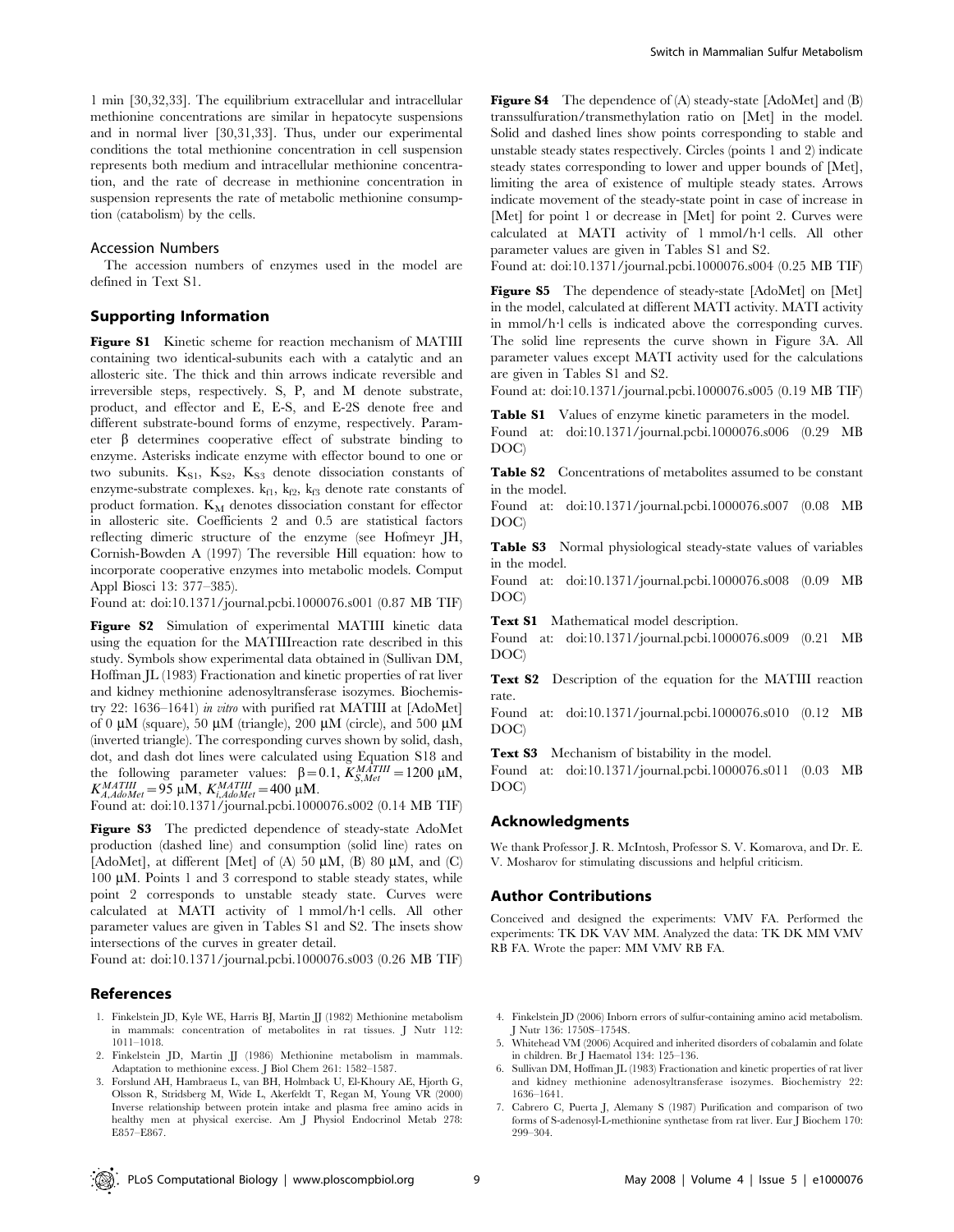1 min [30,32,33]. The equilibrium extracellular and intracellular methionine concentrations are similar in hepatocyte suspensions and in normal liver [30,31,33]. Thus, under our experimental conditions the total methionine concentration in cell suspension represents both medium and intracellular methionine concentration, and the rate of decrease in methionine concentration in suspension represents the rate of metabolic methionine consumption (catabolism) by the cells.

### Accession Numbers

The accession numbers of enzymes used in the model are defined in Text S1.

## Supporting Information

**Figure S1** Kinetic scheme for reaction mechanism of MATIII containing two identical-subunits each with a catalytic and an allosteric site. The thick and thin arrows indicate reversible and irreversible steps, respectively. S, P, and M denote substrate, product, and effector and E, E-S, and E-2S denote free and different substrate-bound forms of enzyme, respectively. Parameter β determines cooperative effect of substrate binding to enzyme. Asterisks indicate enzyme with effector bound to one or two subunits. $K_{S1}$, $K_{S2}$, $K_{S3}$ denote dissociation constants of enzyme-substrate complexes. $k_{f1}$, $k_{f2}$, $k_{f3}$ denote rate constants of product formation. $K_M$ denotes dissociation constant for effector in allosteric site. Coefficients 2 and 0.5 are statistical factors reflecting dimeric structure of the enzyme (see Hofmeyr JH, Cornish-Bowden A (1997) The reversible Hill equation: how to incorporate cooperative enzymes into metabolic models. Comput Appl Biosci 13: 377–385).

Found at: doi:10.1371/journal.pcbi.1000076.s001 (0.87 MB TIF)

**Figure S2** Simulation of experimental MATIII kinetic data using the equation for the MATIIIreaction rate described in this study. Symbols show experimental data obtained in (Sullivan DM, Hoffman JL (1983) Fractionation and kinetic properties of rat liver and kidney methionine adenosyltransferase isozymes. Biochemistry 22: 1636–1641) *in vitro* with purified rat MATIII at [AdoMet] of 0 μM (square), 50 μM (triangle), 200 μM (circle), and 500 μM (inverted triangle). The corresponding curves shown by solid, dash, dot, and dash dot lines were calculated using Equation S18 and the following parameter values: $\beta = 0.1$, $K_{S,Met}^{MATIII} = 1200$ μM, $K_{A,AdoMet}^{MATIII} = 95$ μM, $K_{i,AdoMet}^{MATIII} = 400$ μM.

Found at: doi:10.1371/journal.pcbi.1000076.s002 (0.14 MB TIF)

**Figure S3** The predicted dependence of steady-state AdoMet production (dashed line) and consumption (solid line) rates on [AdoMet], at different [Met] of (A) 50 μM, (B) 80 μM, and (C) 100 μM. Points 1 and 3 correspond to stable steady states, while point 2 corresponds to unstable steady state. Curves were calculated at MATI activity of 1 mmol/h·l cells. All other parameter values are given in Tables S1 and S2. The insets show intersections of the curves in greater detail.

Found at: doi:10.1371/journal.pcbi.1000076.s003 (0.26 MB TIF)

**Figure S4** The dependence of (A) steady-state [AdoMet] and (B) transsulfuration/transmethylation ratio on [Met] in the model. Solid and dashed lines show points corresponding to stable and unstable steady states respectively. Circles (points 1 and 2) indicate steady states corresponding to lower and upper bounds of [Met], limiting the area of existence of multiple steady states. Arrows indicate movement of the steady-state point in case of increase in [Met] for point 1 or decrease in [Met] for point 2. Curves were calculated at MATI activity of 1 mmol/h·l cells. All other parameter values are given in Tables S1 and S2.

Found at: doi:10.1371/journal.pcbi.1000076.s004 (0.25 MB TIF)

**Figure S5** The dependence of steady-state [AdoMet] on [Met] in the model, calculated at different MATI activity. MATI activity in mmol/h·l cells is indicated above the corresponding curves. The solid line represents the curve shown in Figure 3A. All parameter values except MATI activity used for the calculations are given in Tables S1 and S2.

Found at: doi:10.1371/journal.pcbi.1000076.s005 (0.19 MB TIF)

**Table S1** Values of enzyme kinetic parameters in the model.

Found at: doi:10.1371/journal.pcbi.1000076.s006 (0.29 MB DOC)

**Table S2** Concentrations of metabolites assumed to be constant in the model.

Found at: doi:10.1371/journal.pcbi.1000076.s007 (0.08 MB DOC)

**Table S3** Normal physiological steady-state values of variables in the model.

Found at: doi:10.1371/journal.pcbi.1000076.s008 (0.09 MB DOC)

**Text S1** Mathematical model description.

Found at: doi:10.1371/journal.pcbi.1000076.s009 (0.21 MB DOC)

**Text S2** Description of the equation for the MATIII reaction rate.

Found at: doi:10.1371/journal.pcbi.1000076.s010 (0.12 MB DOC)

**Text S3** Mechanism of bistability in the model.

Found at: doi:10.1371/journal.pcbi.1000076.s011 (0.03 MB DOC)

## Acknowledgments

We thank Professor J. R. McIntosh, Professor S. V. Komarova, and Dr. E. V. Mosharov for stimulating discussions and helpful criticism.

## Author Contributions

Conceived and designed the experiments: VMV FA. Performed the experiments: TK DK VAV MM. Analyzed the data: TK DK MM VMV RB FA. Wrote the paper: MM VMV RB FA.

## References

1. Finkelstein JD, Kyle WE, Harris BJ, Martin JJ (1982) Methionine metabolism in mammals: concentration of metabolites in rat tissues. J Nutr 112: 1011–1018.
2. Finkelstein JD, Martin JJ (1986) Methionine metabolism in mammals. Adaptation to methionine excess. J Biol Chem 261: 1582–1587.
3. Forslund AH, Hambraeus L, van BH, Holmback U, El-Khoury AE, Hjorth G, Olsson R, Stridsberg M, Wide L, Akerfeldt T, Regan M, Young VR (2000) Inverse relationship between protein intake and plasma free amino acids in healthy men at physical exercise. Am J Physiol Endocrinol Metab 278: E857–E867.
4. Finkelstein JD (2006) Inborn errors of sulfur-containing amino acid metabolism. J Nutr 136: 1750S–1754S.
5. Whitehead VM (2006) Acquired and inherited disorders of cobalamin and folate in children. Br J Haematol 134: 125–136.
6. Sullivan DM, Hoffman JL (1983) Fractionation and kinetic properties of rat liver and kidney methionine adenosyltransferase isozymes. Biochemistry 22: 1636–1641.
7. Cabrero C, Puerta J, Alemany S (1987) Purification and comparison of two forms of S-adenosyl-L-methionine synthetase from rat liver. Eur J Biochem 170: 299–304.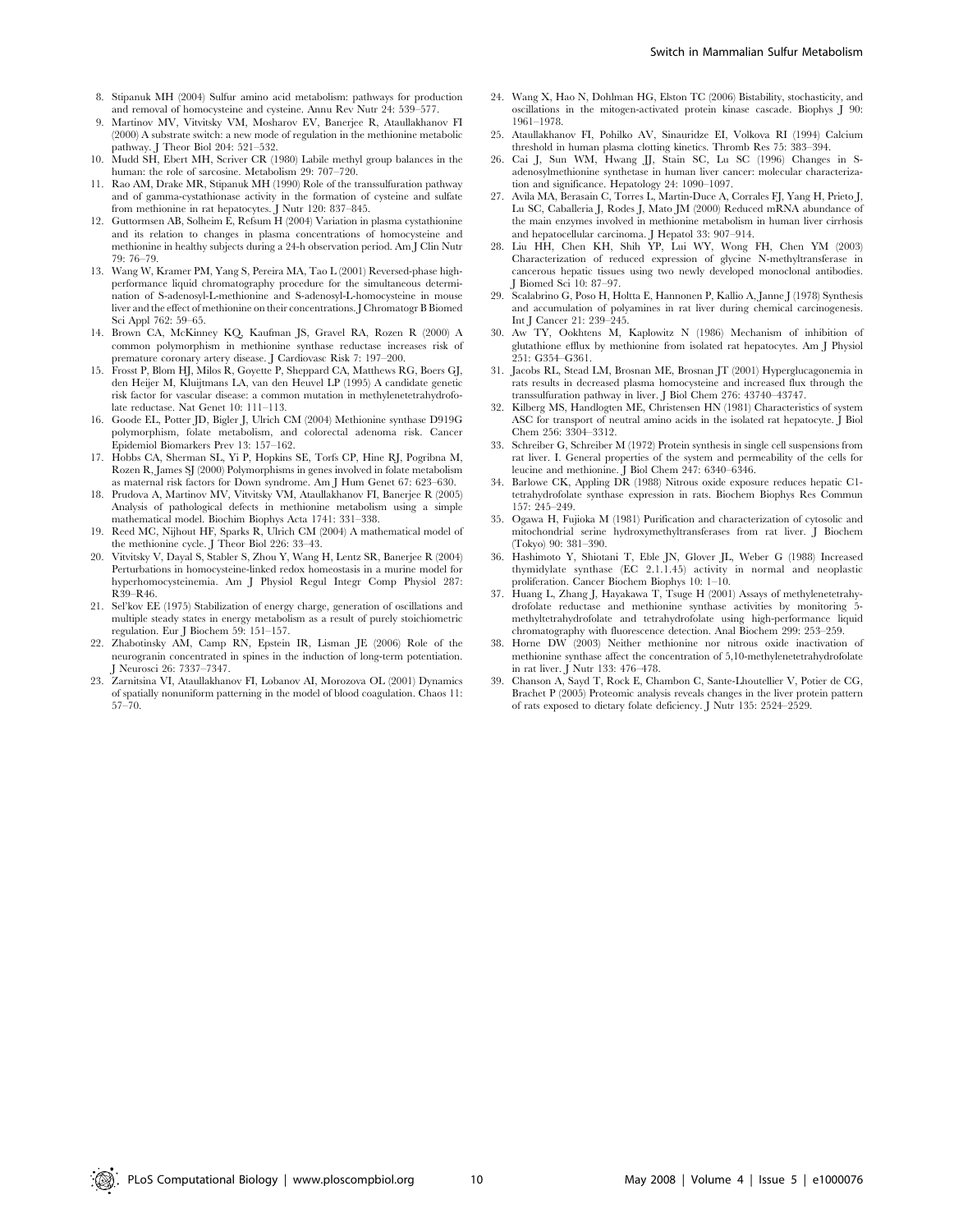8. Stipanuk MH (2004) Sulfur amino acid metabolism: pathways for production and removal of homocysteine and cysteine. Annu Rev Nutr 24: 539–577.
9. Martinov MV, Vitvitsky VM, Mosharov EV, Banerjee R, Ataullakhanov FI (2000) A substrate switch: a new mode of regulation in the methionine metabolic pathway. J Theor Biol 204: 521–532.
10. Mudd SH, Ebert MH, Scriver CR (1980) Labile methyl group balances in the human: the role of sarcosine. Metabolism 29: 707–720.
11. Rao AM, Drake MR, Stipanuk MH (1990) Role of the transsulfuration pathway and of gamma-cystathionase activity in the formation of cysteine and sulfate from methionine in rat hepatocytes. J Nutr 120: 837–845.
12. Guttormsen AB, Solheim E, Refsum H (2004) Variation in plasma cystathionine and its relation to changes in plasma concentrations of homocysteine and methionine in healthy subjects during a 24-h observation period. Am J Clin Nutr 79: 76–79.
13. Wang W, Kramer PM, Yang S, Pereira MA, Tao L (2001) Reversed-phase high-performance liquid chromatography procedure for the simultaneous determination of S-adenosyl-L-methionine and S-adenosyl-L-homocysteine in mouse liver and the effect of methionine on their concentrations. J Chromatogr B Biomed Sci Appl 762: 59–65.
14. Brown CA, McKinney KQ, Kaufman JS, Gravel RA, Rozen R (2000) A common polymorphism in methionine synthase reductase increases risk of premature coronary artery disease. J Cardiovasc Risk 7: 197–200.
15. Frosst P, Blom HJ, Milos R, Goyette P, Sheppard CA, Matthews RG, Boers GJ, den Heijer M, Kluijtmans LA, van den Heuvel LP (1995) A candidate genetic risk factor for vascular disease: a common mutation in methylenetetrahydrofolate reductase. Nat Genet 10: 111–113.
16. Goode EL, Potter JD, Bigler J, Ulrich CM (2004) Methionine synthase D919G polymorphism, folate metabolism, and colorectal adenoma risk. Cancer Epidemiol Biomarkers Prev 13: 157–162.
17. Hobbs CA, Sherman SL, Yi P, Hopkins SE, Torfs CP, Hine RJ, Pogribna M, Rozen R, James SJ (2000) Polymorphisms in genes involved in folate metabolism as maternal risk factors for Down syndrome. Am J Hum Genet 67: 623–630.
18. Prudova A, Martinov MV, Vitvitsky VM, Ataullakhanov FI, Banerjee R (2005) Analysis of pathological defects in methionine metabolism using a simple mathematical model. Biochim Biophys Acta 1741: 331–338.
19. Reed MC, Nijhout HF, Sparks R, Ulrich CM (2004) A mathematical model of the methionine cycle. J Theor Biol 226: 33–43.
20. Vitvitsky V, Dayal S, Stabler S, Zhou Y, Wang H, Lentz SR, Banerjee R (2004) Perturbations in homocysteine-linked redox homeostasis in a murine model for hyperhomocysteinemia. Am J Physiol Regul Integr Comp Physiol 287: R39–R46.
21. Sel'kov EE (1975) Stabilization of energy charge, generation of oscillations and multiple steady states in energy metabolism as a result of purely stoichiometric regulation. Eur J Biochem 59: 151–157.
22. Zhabotinsky AM, Camp RN, Epstein IR, Lisman JE (2006) Role of the neurogranin concentrated in spines in the induction of long-term potentiation. J Neurosci 26: 7337–7347.
23. Zarnitsina VI, Ataullakhanov FI, Lobanov AI, Morozova OL (2001) Dynamics of spatially nonuniform patterning in the model of blood coagulation. Chaos 11: 57–70.
24. Wang X, Hao N, Dohlman HG, Elston TC (2006) Bistability, stochasticity, and oscillations in the mitogen-activated protein kinase cascade. Biophys J 90: 1961–1978.
25. Ataullakhanov FI, Pohilko AV, Sinauridze EI, Volkova RI (1994) Calcium threshold in human plasma clotting kinetics. Thromb Res 75: 383–394.
26. Cai J, Sun WM, Hwang JJ, Stain SC, Lu SC (1996) Changes in S-adenosylmethionine synthetase in human liver cancer: molecular characterization and significance. Hepatology 24: 1090–1097.
27. Avila MA, Berasain C, Torres L, Martin-Duce A, Corrales FJ, Yang H, Prieto J, Lu SC, Caballeria J, Rodes J, Mato JM (2000) Reduced mRNA abundance of the main enzymes involved in methionine metabolism in human liver cirrhosis and hepatocellular carcinoma. J Hepatol 33: 907–914.
28. Liu HH, Chen KH, Shih YP, Lui WY, Wong FH, Chen YM (2003) Characterization of reduced expression of glycine N-methyltransferase in cancerous hepatic tissues using two newly developed monoclonal antibodies. J Biomed Sci 10: 87–97.
29. Scalabrino G, Poso H, Holtta E, Hannonen P, Kallio A, Janne J (1978) Synthesis and accumulation of polyamines in rat liver during chemical carcinogenesis. Int J Cancer 21: 239–245.
30. Aw TY, Ookhtens M, Kaplowitz N (1986) Mechanism of inhibition of glutathione efflux by methionine from isolated rat hepatocytes. Am J Physiol 251: G354–G361.
31. Jacobs RL, Stead LM, Brosnan ME, Brosnan JT (2001) Hyperglucagonemia in rats results in decreased plasma homocysteine and increased flux through the transsulfuration pathway in liver. J Biol Chem 276: 43740–43747.
32. Kilberg MS, Handlogten ME, Christensen HN (1981) Characteristics of system ASC for transport of neutral amino acids in the isolated rat hepatocyte. J Biol Chem 256: 3304–3312.
33. Schreiber G, Schreiber M (1972) Protein synthesis in single cell suspensions from rat liver. I. General properties of the system and permeability of the cells for leucine and methionine. J Biol Chem 247: 6340–6346.
34. Barlowe CK, Appling DR (1988) Nitrous oxide exposure reduces hepatic C1-tetrahydrofolate synthase expression in rats. Biochem Biophys Res Commun 157: 245–249.
35. Ogawa H, Fujioka M (1981) Purification and characterization of cytosolic and mitochondrial serine hydroxymethyltransferases from rat liver. J Biochem (Tokyo) 90: 381–390.
36. Hashimoto Y, Shiotani T, Eble JN, Glover JL, Weber G (1988) Increased thymidylate synthase (EC 2.1.1.45) activity in normal and neoplastic proliferation. Cancer Biochem Biophys 10: 1–10.
37. Huang L, Zhang J, Hayakawa T, Tsuge H (2001) Assays of methylenetetrahydrofolate reductase and methionine synthase activities by monitoring 5-methyltetrahydrofolate and tetrahydrofolate using high-performance liquid chromatography with fluorescence detection. Anal Biochem 299: 253–259.
38. Horne DW (2003) Neither methionine nor nitrous oxide inactivation of methionine synthase affect the concentration of 5,10-methylenetetrahydrofolate in rat liver. J Nutr 133: 476–478.
39. Chanson A, Sayd T, Rock E, Chambon C, Sante-Lhoutellier V, Potier de CG, Brachet P (2005) Proteomic analysis reveals changes in the liver protein pattern of rats exposed to dietary folate deficiency. J Nutr 135: 2524–2529.